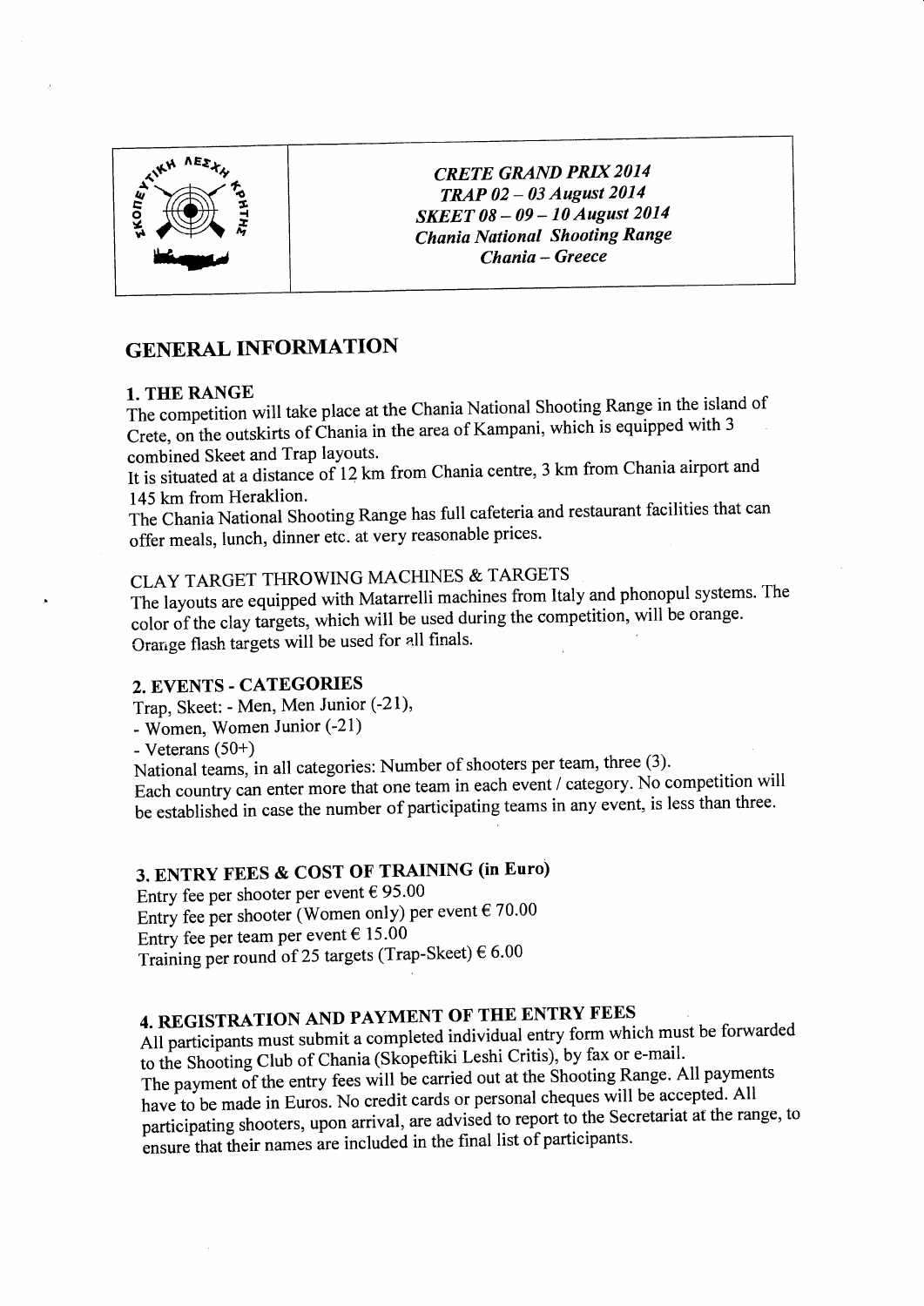*CRETE GRAND PRIX 2014*
*TRAP 02 – 03 August 2014*
*SKEET 08 – 09 – 10 August 2014*
*Chania National Shooting Range*
*Chania – Greece*

# GENERAL INFORMATION

## 1. THE RANGE

The competition will take place at the Chania National Shooting Range in the island of Crete, on the outskirts of Chania in the area of Kampani, which is equipped with 3 combined Skeet and Trap layouts.

It is situated at a distance of 12 km from Chania centre, 3 km from Chania airport and 145 km from Heraklion.

The Chania National Shooting Range has full cafeteria and restaurant facilities that can offer meals, lunch, dinner etc. at very reasonable prices.

### CLAY TARGET THROWING MACHINES & TARGETS

The layouts are equipped with Matarrelli machines from Italy and phonopul systems. The color of the clay targets, which will be used during the competition, will be orange. Orange flash targets will be used for all finals.

## 2. EVENTS - CATEGORIES

Trap, Skeet: - Men, Men Junior (-21),
- Women, Women Junior (-21)
- Veterans (50+)

National teams, in all categories: Number of shooters per team, three (3).
Each country can enter more that one team in each event / category. No competition will be established in case the number of participating teams in any event, is less than three.

## 3. ENTRY FEES & COST OF TRAINING (in Euro)

Entry fee per shooter per event € 95.00
Entry fee per shooter (Women only) per event € 70.00
Entry fee per team per event € 15.00
Training per round of 25 targets (Trap-Skeet) € 6.00

## 4. REGISTRATION AND PAYMENT OF THE ENTRY FEES

All participants must submit a completed individual entry form which must be forwarded to the Shooting Club of Chania (Skopeftiki Leshi Critis), by fax or e-mail.
The payment of the entry fees will be carried out at the Shooting Range. All payments have to be made in Euros. No credit cards or personal cheques will be accepted. All participating shooters, upon arrival, are advised to report to the Secretariat at the range, to ensure that their names are included in the final list of participants.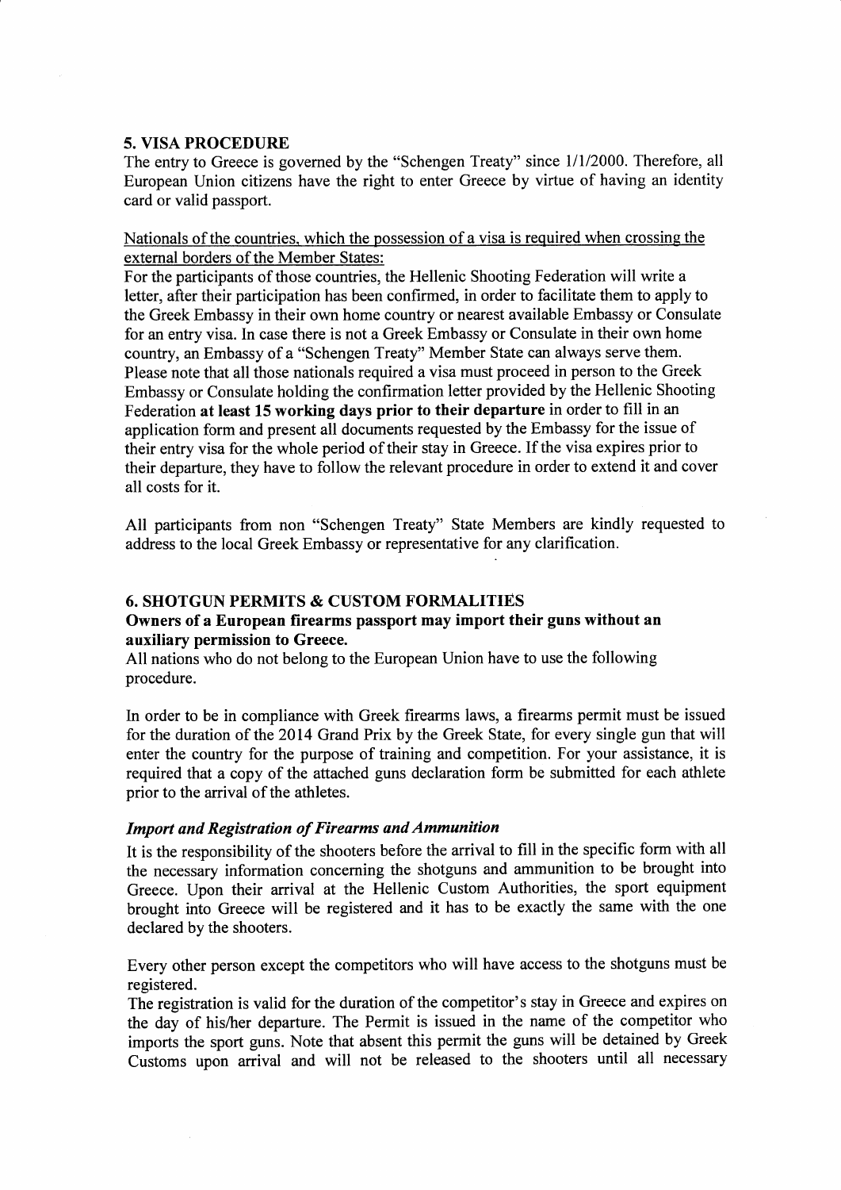## 5. VISA PROCEDURE

The entry to Greece is governed by the "Schengen Treaty" since 1/1/2000. Therefore, all European Union citizens have the right to enter Greece by virtue of having an identity card or valid passport.

Nationals of the countries, which the possession of a visa is required when crossing the external borders of the Member States:

For the participants of those countries, the Hellenic Shooting Federation will write a letter, after their participation has been confirmed, in order to facilitate them to apply to the Greek Embassy in their own home country or nearest available Embassy or Consulate for an entry visa. In case there is not a Greek Embassy or Consulate in their own home country, an Embassy of a "Schengen Treaty" Member State can always serve them. Please note that all those nationals required a visa must proceed in person to the Greek Embassy or Consulate holding the confirmation letter provided by the Hellenic Shooting Federation **at least 15 working days prior to their departure** in order to fill in an application form and present all documents requested by the Embassy for the issue of their entry visa for the whole period of their stay in Greece. If the visa expires prior to their departure, they have to follow the relevant procedure in order to extend it and cover all costs for it.

All participants from non "Schengen Treaty" State Members are kindly requested to address to the local Greek Embassy or representative for any clarification.

## 6. SHOTGUN PERMITS & CUSTOM FORMALITIES

**Owners of a European firearms passport may import their guns without an auxiliary permission to Greece.**

All nations who do not belong to the European Union have to use the following procedure.

In order to be in compliance with Greek firearms laws, a firearms permit must be issued for the duration of the 2014 Grand Prix by the Greek State, for every single gun that will enter the country for the purpose of training and competition. For your assistance, it is required that a copy of the attached guns declaration form be submitted for each athlete prior to the arrival of the athletes.

### *Import and Registration of Firearms and Ammunition*

It is the responsibility of the shooters before the arrival to fill in the specific form with all the necessary information concerning the shotguns and ammunition to be brought into Greece. Upon their arrival at the Hellenic Custom Authorities, the sport equipment brought into Greece will be registered and it has to be exactly the same with the one declared by the shooters.

Every other person except the competitors who will have access to the shotguns must be registered.

The registration is valid for the duration of the competitor's stay in Greece and expires on the day of his/her departure. The Permit is issued in the name of the competitor who imports the sport guns. Note that absent this permit the guns will be detained by Greek Customs upon arrival and will not be released to the shooters until all necessary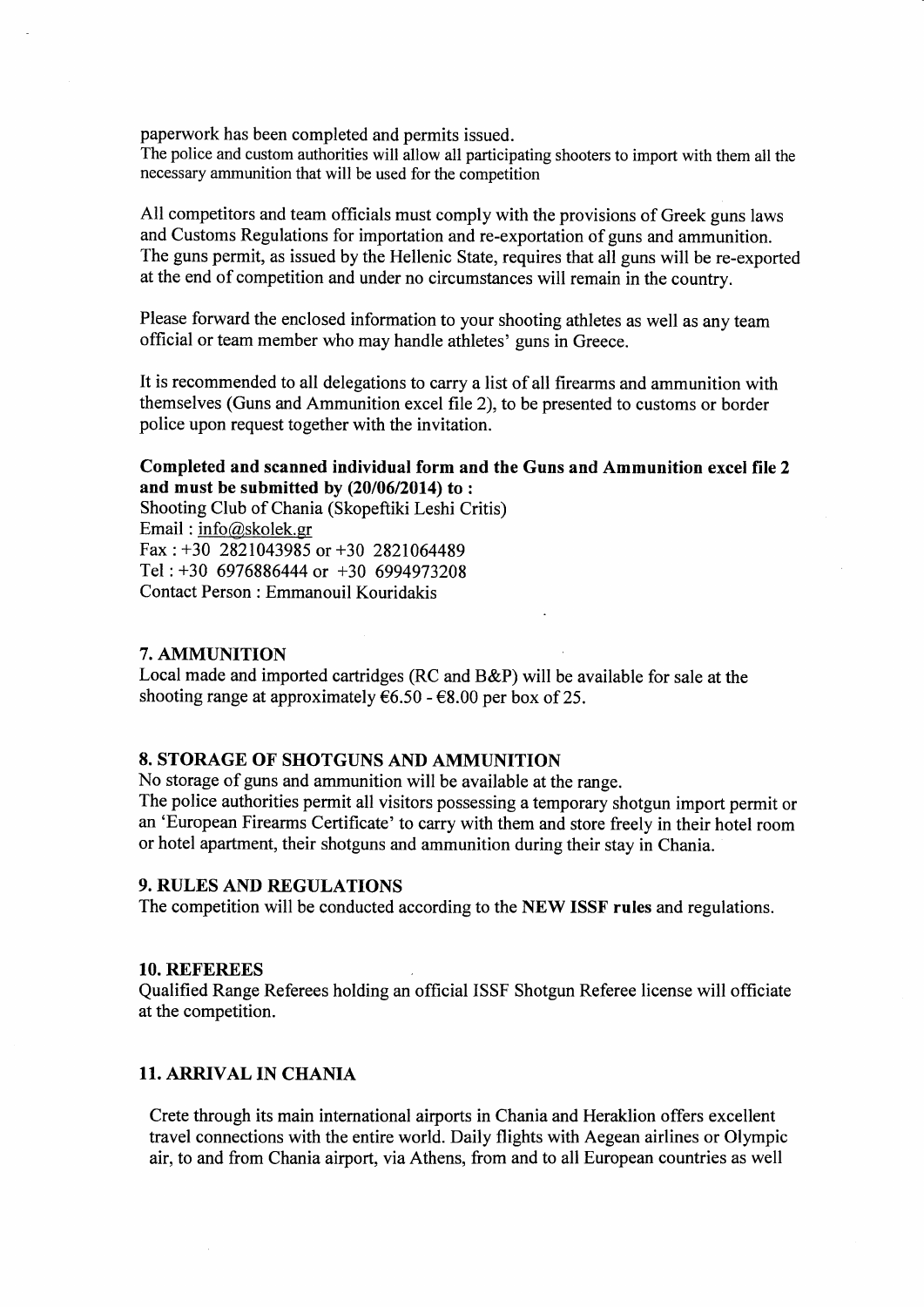paperwork has been completed and permits issued.
The police and custom authorities will allow all participating shooters to import with them all the necessary ammunition that will be used for the competition

All competitors and team officials must comply with the provisions of Greek guns laws and Customs Regulations for importation and re-exportation of guns and ammunition. The guns permit, as issued by the Hellenic State, requires that all guns will be re-exported at the end of competition and under no circumstances will remain in the country.

Please forward the enclosed information to your shooting athletes as well as any team official or team member who may handle athletes' guns in Greece.

It is recommended to all delegations to carry a list of all firearms and ammunition with themselves (Guns and Ammunition excel file 2), to be presented to customs or border police upon request together with the invitation.

**Completed and scanned individual form and the Guns and Ammunition excel file 2 and must be submitted by (20/06/2014) to :**
Shooting Club of Chania (Skopeftiki Leshi Critis)
Email : info@skolek.gr
Fax : +30 2821043985 or +30 2821064489
Tel : +30 6976886444 or +30 6994973208
Contact Person : Emmanouil Kouridakis

## 7. AMMUNITION

Local made and imported cartridges (RC and B&P) will be available for sale at the shooting range at approximately €6.50 - €8.00 per box of 25.

## 8. STORAGE OF SHOTGUNS AND AMMUNITION

No storage of guns and ammunition will be available at the range.
The police authorities permit all visitors possessing a temporary shotgun import permit or an 'European Firearms Certificate' to carry with them and store freely in their hotel room or hotel apartment, their shotguns and ammunition during their stay in Chania.

## 9. RULES AND REGULATIONS

The competition will be conducted according to the **NEW ISSF rules** and regulations.

## 10. REFEREES

Qualified Range Referees holding an official ISSF Shotgun Referee license will officiate at the competition.

## 11. ARRIVAL IN CHANIA

Crete through its main international airports in Chania and Heraklion offers excellent travel connections with the entire world. Daily flights with Aegean airlines or Olympic air, to and from Chania airport, via Athens, from and to all European countries as well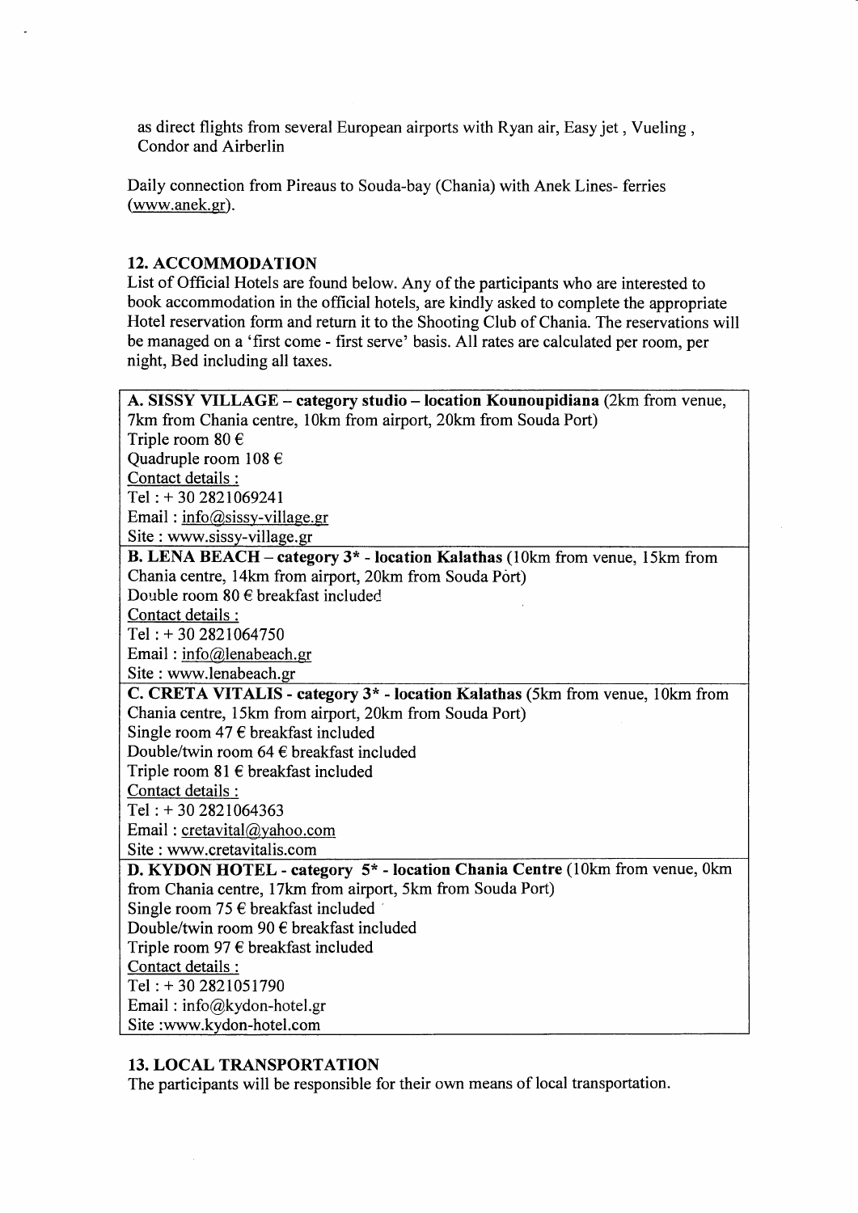as direct flights from several European airports with Ryan air, Easy jet , Vueling , Condor and Airberlin

Daily connection from Pireaus to Souda-bay (Chania) with Anek Lines- ferries (www.anek.gr).

## 12. ACCOMMODATION

List of Official Hotels are found below. Any of the participants who are interested to book accommodation in the official hotels, are kindly asked to complete the appropriate Hotel reservation form and return it to the Shooting Club of Chania. The reservations will be managed on a 'first come - first serve' basis. All rates are calculated per room, per night, Bed including all taxes.

| |
|---|
| **A. SISSY VILLAGE – category studio – location Kounoupidiana** (2km from venue, 7km from Chania centre, 10km from airport, 20km from Souda Port)<br>Triple room 80 €<br>Quadruple room 108 €<br><u>Contact details :</u><br>Tel : + 30 2821069241<br>Email : info@sissy-village.gr<br>Site : www.sissy-village.gr |
| **B. LENA BEACH – category 3* - location Kalathas** (10km from venue, 15km from Chania centre, 14km from airport, 20km from Souda Port)<br>Double room 80 € breakfast included<br><u>Contact details :</u><br>Tel : + 30 2821064750<br>Email : info@lenabeach.gr<br>Site : www.lenabeach.gr |
| **C. CRETA VITALIS - category 3* - location Kalathas** (5km from venue, 10km from Chania centre, 15km from airport, 20km from Souda Port)<br>Single room 47 € breakfast included<br>Double/twin room 64 € breakfast included<br>Triple room 81 € breakfast included<br><u>Contact details :</u><br>Tel : + 30 2821064363<br>Email : cretavital@yahoo.com<br>Site : www.cretavitalis.com |
| **D. KYDON HOTEL - category 5* - location Chania Centre** (10km from venue, 0km from Chania centre, 17km from airport, 5km from Souda Port)<br>Single room 75 € breakfast included<br>Double/twin room 90 € breakfast included<br>Triple room 97 € breakfast included<br><u>Contact details :</u><br>Tel : + 30 2821051790<br>Email : info@kydon-hotel.gr<br>Site :www.kydon-hotel.com |

## 13. LOCAL TRANSPORTATION

The participants will be responsible for their own means of local transportation.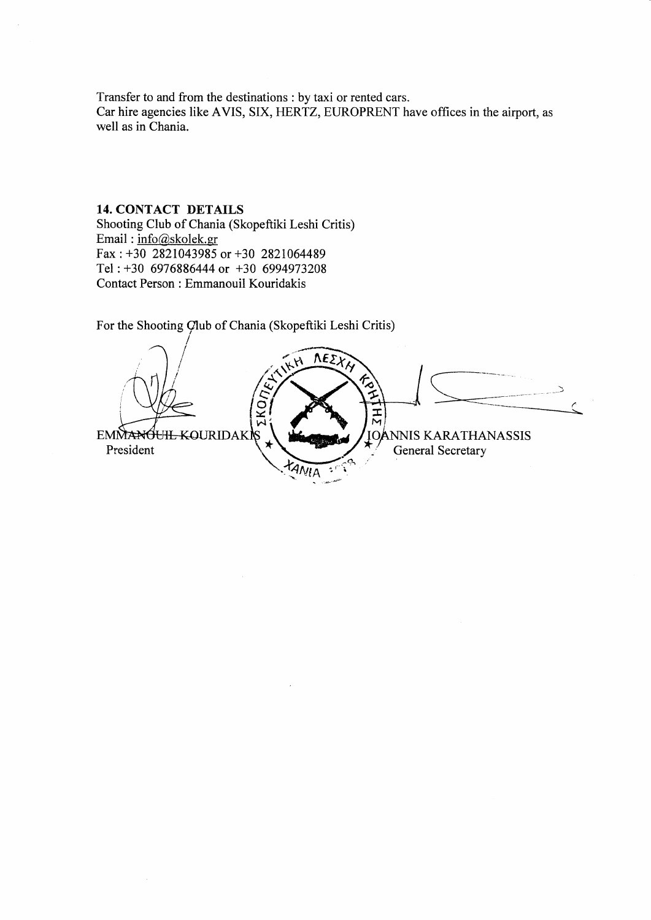Transfer to and from the destinations : by taxi or rented cars.
Car hire agencies like AVIS, SIX, HERTZ, EUROPRENT have offices in the airport, as well as in Chania.

**14. CONTACT DETAILS**

Shooting Club of Chania (Skopeftiki Leshi Critis)
Email : info@skolek.gr
Fax : +30 2821043985 or +30 2821064489
Tel : +30 6976886444 or +30 6994973208
Contact Person : Emmanouil Kouridakis

For the Shooting Club of Chania (Skopeftiki Leshi Critis)

ΣΚΟΠΕΥΤΙΚΗ ΛΕΣΧΗ ΚΡΗΤΗΣ
ΧΑΝΙΑ

EMMANOUIL KOURIDAKIS
President

IOANNIS KARATHANASSIS
General Secretary